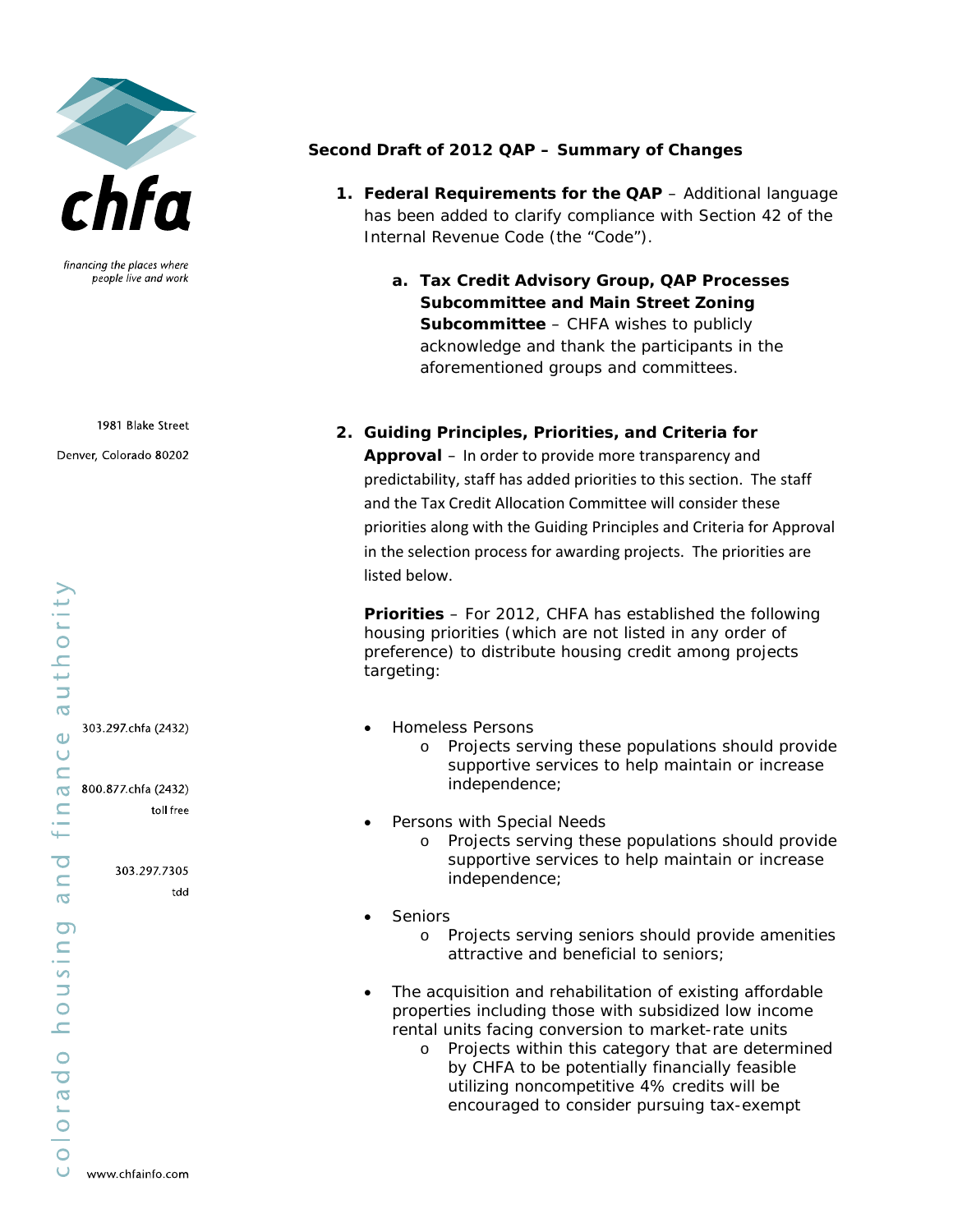chfa

financing the places where people live and work

1981 Blake Street

Denver, Colorado 80202

303.297.chfa (2432)

800.877.chfa (2432) toll free

303.297.7305 tdd

colorado housing and finance authority

www.chfainfo.com

## Second Draft of 2012 QAP – Summary of Changes

1. **Federal Requirements for the QAP** – Additional language has been added to clarify compliance with Section 42 of the Internal Revenue Code (the "Code").

   a. **Tax Credit Advisory Group, QAP Processes Subcommittee and Main Street Zoning Subcommittee** – CHFA wishes to publicly acknowledge and thank the participants in the aforementioned groups and committees.

2. **Guiding Principles, Priorities, and Criteria for Approval** – In order to provide more transparency and predictability, staff has added priorities to this section. The staff and the Tax Credit Allocation Committee will consider these priorities along with the Guiding Principles and Criteria for Approval in the selection process for awarding projects. The priorities are listed below.

   **Priorities** – For 2012, CHFA has established the following housing priorities (which are not listed in any order of preference) to distribute housing credit among projects targeting:

   - Homeless Persons
     - Projects serving these populations should provide supportive services to help maintain or increase independence;
   - Persons with Special Needs
     - Projects serving these populations should provide supportive services to help maintain or increase independence;
   - Seniors
     - Projects serving seniors should provide amenities attractive and beneficial to seniors;
   - The acquisition and rehabilitation of existing affordable properties including those with subsidized low income rental units facing conversion to market-rate units
     - Projects within this category that are determined by CHFA to be potentially financially feasible utilizing noncompetitive 4% credits will be encouraged to consider pursuing tax-exempt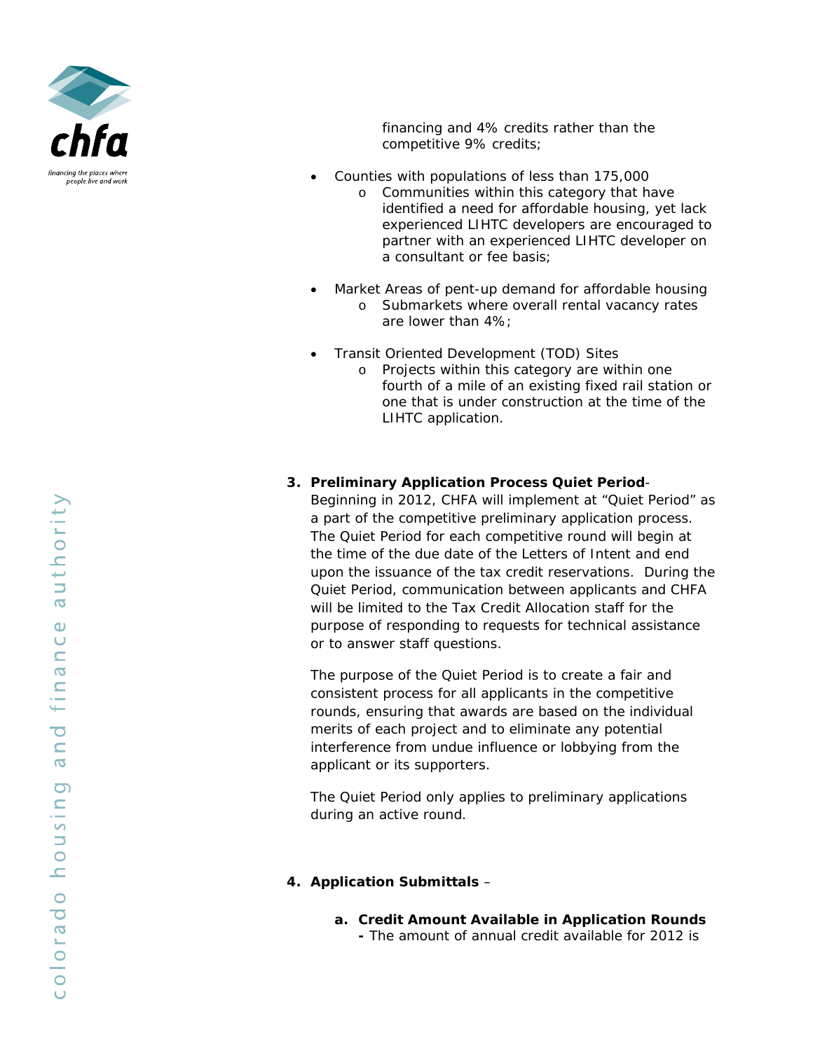financing and 4% credits rather than the competitive 9% credits;

- Counties with populations of less than 175,000
  - Communities within this category that have identified a need for affordable housing, yet lack experienced LIHTC developers are encouraged to partner with an experienced LIHTC developer on a consultant or fee basis;

- Market Areas of pent-up demand for affordable housing
  - Submarkets where overall rental vacancy rates are lower than 4%;

- Transit Oriented Development (TOD) Sites
  - Projects within this category are within one fourth of a mile of an existing fixed rail station or one that is under construction at the time of the LIHTC application.

3. **Preliminary Application Process Quiet Period**- Beginning in 2012, CHFA will implement at "Quiet Period" as a part of the competitive preliminary application process. The Quiet Period for each competitive round will begin at the time of the due date of the Letters of Intent and end upon the issuance of the tax credit reservations. During the Quiet Period, communication between applicants and CHFA will be limited to the Tax Credit Allocation staff for the purpose of responding to requests for technical assistance or to answer staff questions.

   The purpose of the Quiet Period is to create a fair and consistent process for all applicants in the competitive rounds, ensuring that awards are based on the individual merits of each project and to eliminate any potential interference from undue influence or lobbying from the applicant or its supporters.

   The Quiet Period only applies to preliminary applications during an active round.

4. **Application Submittals** –

   a. **Credit Amount Available in Application Rounds -** The amount of annual credit available for 2012 is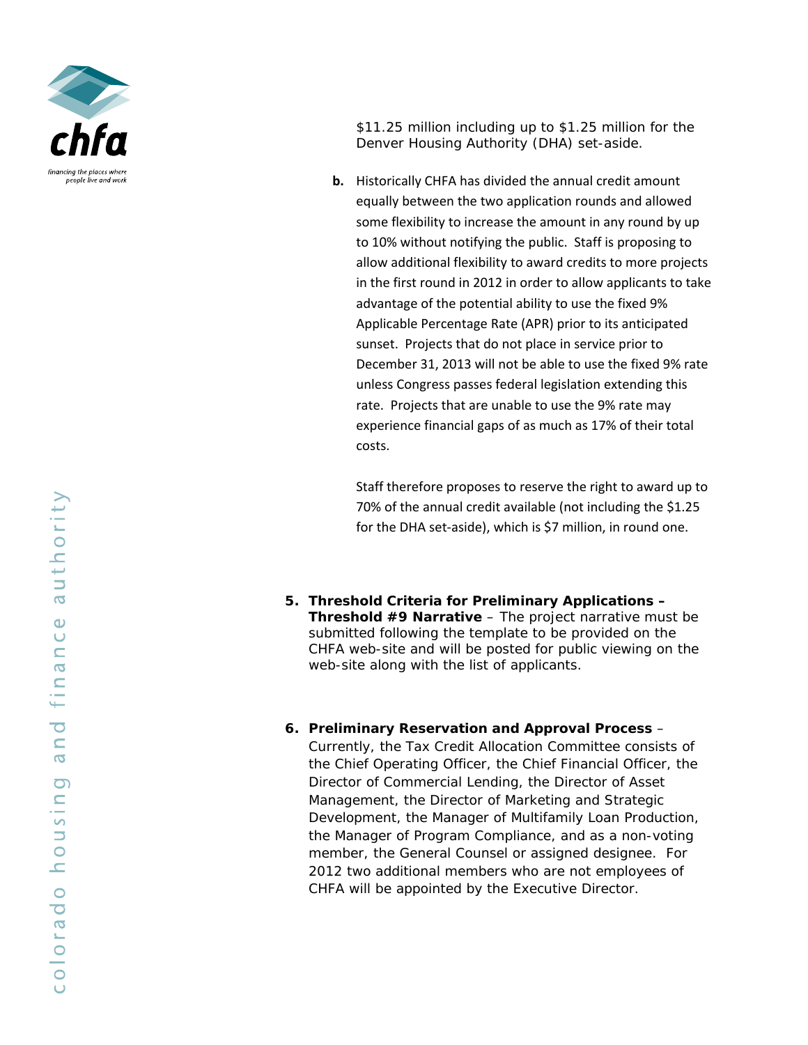$11.25 million including up to $1.25 million for the Denver Housing Authority (DHA) set-aside.

**b.** Historically CHFA has divided the annual credit amount equally between the two application rounds and allowed some flexibility to increase the amount in any round by up to 10% without notifying the public. Staff is proposing to allow additional flexibility to award credits to more projects in the first round in 2012 in order to allow applicants to take advantage of the potential ability to use the fixed 9% Applicable Percentage Rate (APR) prior to its anticipated sunset. Projects that do not place in service prior to December 31, 2013 will not be able to use the fixed 9% rate unless Congress passes federal legislation extending this rate. Projects that are unable to use the 9% rate may experience financial gaps of as much as 17% of their total costs.

Staff therefore proposes to reserve the right to award up to 70% of the annual credit available (not including the $1.25 for the DHA set-aside), which is $7 million, in round one.

5. **Threshold Criteria for Preliminary Applications – Threshold #9 Narrative** – The project narrative must be submitted following the template to be provided on the CHFA web-site and will be posted for public viewing on the web-site along with the list of applicants.

6. **Preliminary Reservation and Approval Process** – Currently, the Tax Credit Allocation Committee consists of the Chief Operating Officer, the Chief Financial Officer, the Director of Commercial Lending, the Director of Asset Management, the Director of Marketing and Strategic Development, the Manager of Multifamily Loan Production, the Manager of Program Compliance, and as a non-voting member, the General Counsel or assigned designee. For 2012 two additional members who are not employees of CHFA will be appointed by the Executive Director.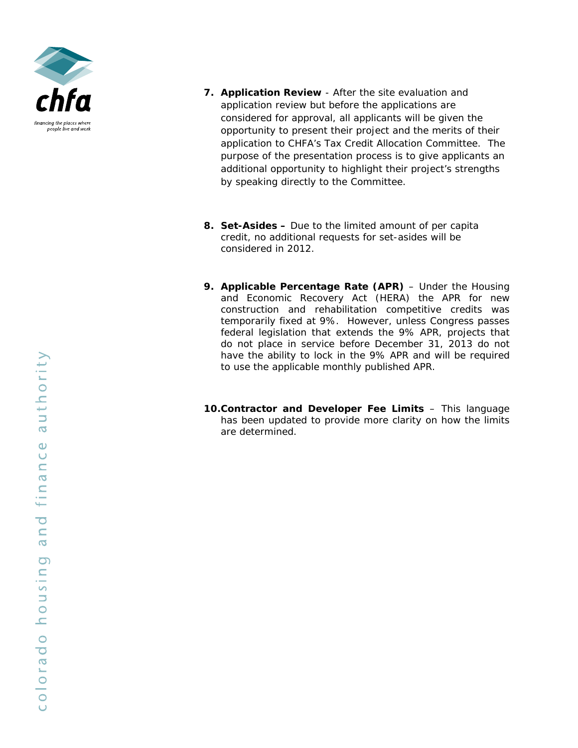7. **Application Review** - After the site evaluation and application review but before the applications are considered for approval, all applicants will be given the opportunity to present their project and the merits of their application to CHFA's Tax Credit Allocation Committee. The purpose of the presentation process is to give applicants an additional opportunity to highlight their project's strengths by speaking directly to the Committee.

8. **Set-Asides –** Due to the limited amount of per capita credit, no additional requests for set-asides will be considered in 2012.

9. **Applicable Percentage Rate (APR)** – Under the Housing and Economic Recovery Act (HERA) the APR for new construction and rehabilitation competitive credits was temporarily fixed at 9%. However, unless Congress passes federal legislation that extends the 9% APR, projects that do not place in service before December 31, 2013 do not have the ability to lock in the 9% APR and will be required to use the applicable monthly published APR.

10. **Contractor and Developer Fee Limits** – This language has been updated to provide more clarity on how the limits are determined.